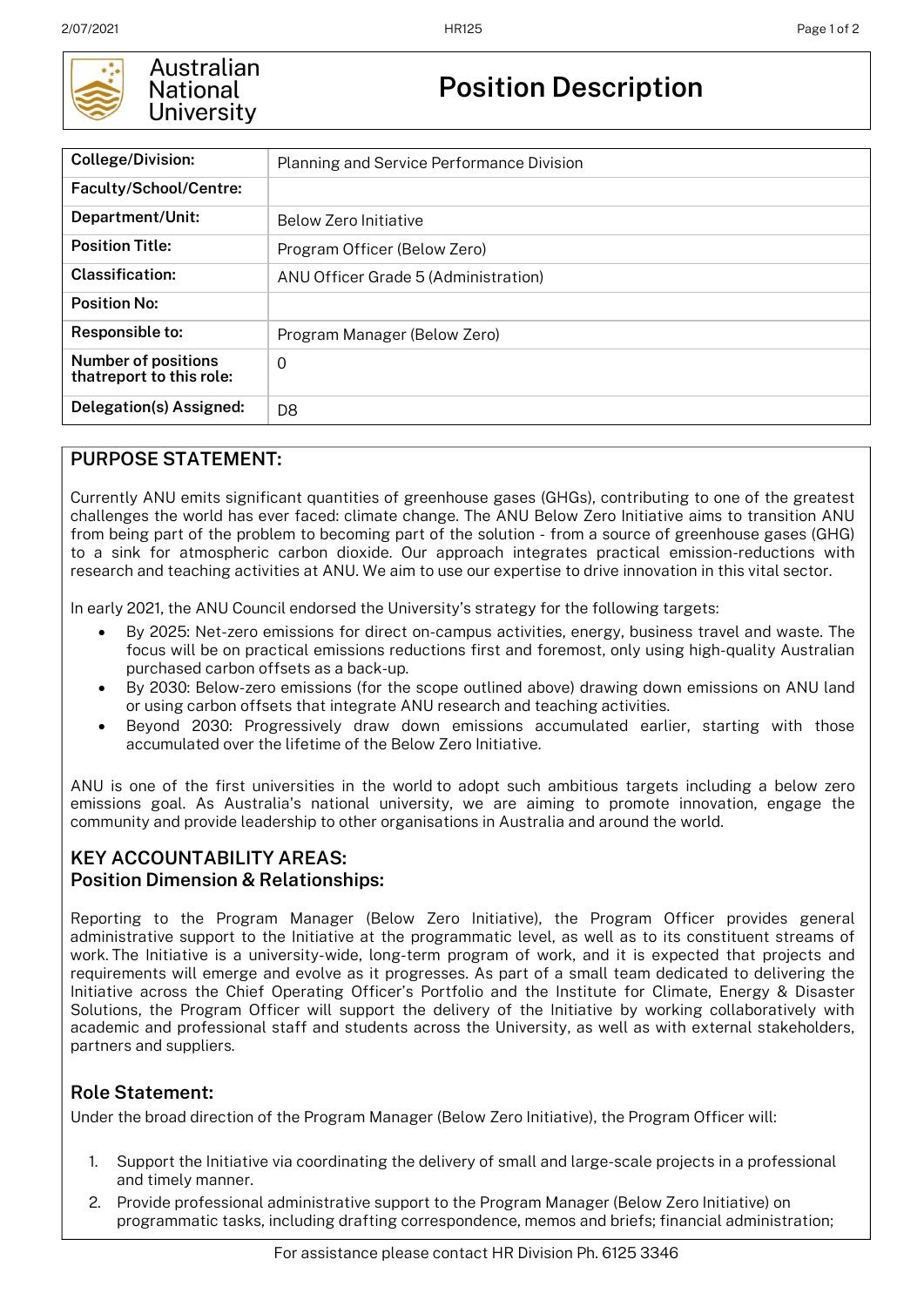# Australian National University

# Position Description

| College/Division: | Planning and Service Performance Division |
|---|---|
| Faculty/School/Centre: | |
| Department/Unit: | Below Zero Initiative |
| Position Title: | Program Officer (Below Zero) |
| Classification: | ANU Officer Grade 5 (Administration) |
| Position No: | |
| Responsible to: | Program Manager (Below Zero) |
| Number of positions thatreport to this role: | 0 |
| Delegation(s) Assigned: | D8 |

## PURPOSE STATEMENT:

Currently ANU emits significant quantities of greenhouse gases (GHGs), contributing to one of the greatest challenges the world has ever faced: climate change. The ANU Below Zero Initiative aims to transition ANU from being part of the problem to becoming part of the solution - from a source of greenhouse gases (GHG) to a sink for atmospheric carbon dioxide. Our approach integrates practical emission-reductions with research and teaching activities at ANU. We aim to use our expertise to drive innovation in this vital sector.

In early 2021, the ANU Council endorsed the University's strategy for the following targets:

- By 2025: Net-zero emissions for direct on-campus activities, energy, business travel and waste. The focus will be on practical emissions reductions first and foremost, only using high-quality Australian purchased carbon offsets as a back-up.
- By 2030: Below-zero emissions (for the scope outlined above) drawing down emissions on ANU land or using carbon offsets that integrate ANU research and teaching activities.
- Beyond 2030: Progressively draw down emissions accumulated earlier, starting with those accumulated over the lifetime of the Below Zero Initiative.

ANU is one of the first universities in the world to adopt such ambitious targets including a below zero emissions goal. As Australia's national university, we are aiming to promote innovation, engage the community and provide leadership to other organisations in Australia and around the world.

## KEY ACCOUNTABILITY AREAS:
## Position Dimension & Relationships:

Reporting to the Program Manager (Below Zero Initiative), the Program Officer provides general administrative support to the Initiative at the programmatic level, as well as to its constituent streams of work. The Initiative is a university-wide, long-term program of work, and it is expected that projects and requirements will emerge and evolve as it progresses. As part of a small team dedicated to delivering the Initiative across the Chief Operating Officer's Portfolio and the Institute for Climate, Energy & Disaster Solutions, the Program Officer will support the delivery of the Initiative by working collaboratively with academic and professional staff and students across the University, as well as with external stakeholders, partners and suppliers.

## Role Statement:

Under the broad direction of the Program Manager (Below Zero Initiative), the Program Officer will:

1. Support the Initiative via coordinating the delivery of small and large-scale projects in a professional and timely manner.
2. Provide professional administrative support to the Program Manager (Below Zero Initiative) on programmatic tasks, including drafting correspondence, memos and briefs; financial administration;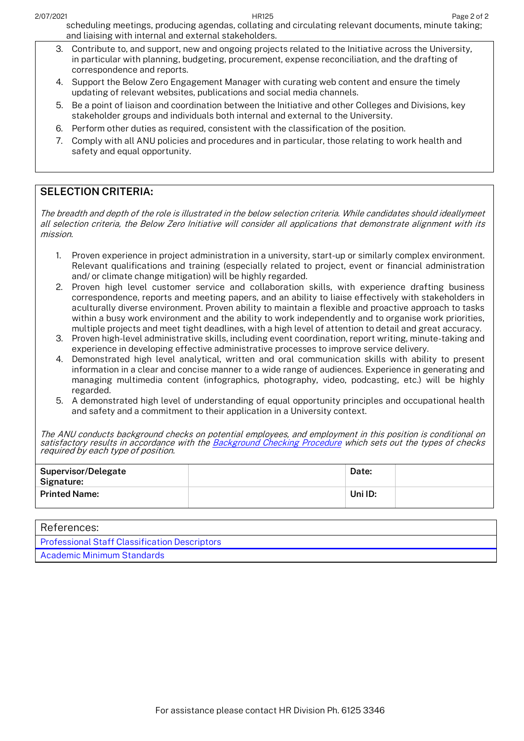scheduling meetings, producing agendas, collating and circulating relevant documents, minute taking; and liaising with internal and external stakeholders.

3. Contribute to, and support, new and ongoing projects related to the Initiative across the University, in particular with planning, budgeting, procurement, expense reconciliation, and the drafting of correspondence and reports.
4. Support the Below Zero Engagement Manager with curating web content and ensure the timely updating of relevant websites, publications and social media channels.
5. Be a point of liaison and coordination between the Initiative and other Colleges and Divisions, key stakeholder groups and individuals both internal and external to the University.
6. Perform other duties as required, consistent with the classification of the position.
7. Comply with all ANU policies and procedures and in particular, those relating to work health and safety and equal opportunity.

## SELECTION CRITERIA:

*The breadth and depth of the role is illustrated in the below selection criteria. While candidates should ideallymeet all selection criteria, the Below Zero Initiative will consider all applications that demonstrate alignment with its mission.*

1. Proven experience in project administration in a university, start-up or similarly complex environment. Relevant qualifications and training (especially related to project, event or financial administration and/ or climate change mitigation) will be highly regarded.
2. Proven high level customer service and collaboration skills, with experience drafting business correspondence, reports and meeting papers, and an ability to liaise effectively with stakeholders in aculturally diverse environment. Proven ability to maintain a flexible and proactive approach to tasks within a busy work environment and the ability to work independently and to organise work priorities, multiple projects and meet tight deadlines, with a high level of attention to detail and great accuracy.
3. Proven high-level administrative skills, including event coordination, report writing, minute-taking and experience in developing effective administrative processes to improve service delivery.
4. Demonstrated high level analytical, written and oral communication skills with ability to present information in a clear and concise manner to a wide range of audiences. Experience in generating and managing multimedia content (infographics, photography, video, podcasting, etc.) will be highly regarded.
5. A demonstrated high level of understanding of equal opportunity principles and occupational health and safety and a commitment to their application in a University context.

*The ANU conducts background checks on potential employees, and employment in this position is conditional on satisfactory results in accordance with the Background Checking Procedure which sets out the types of checks required by each type of position.*

| | | | |
|---|---|---|---|
| **Supervisor/Delegate Signature:** | | **Date:** | |
| **Printed Name:** | | **Uni ID:** | |

| References: |
|---|
| Professional Staff Classification Descriptors |
| Academic Minimum Standards |

For assistance please contact HR Division Ph. 6125 3346